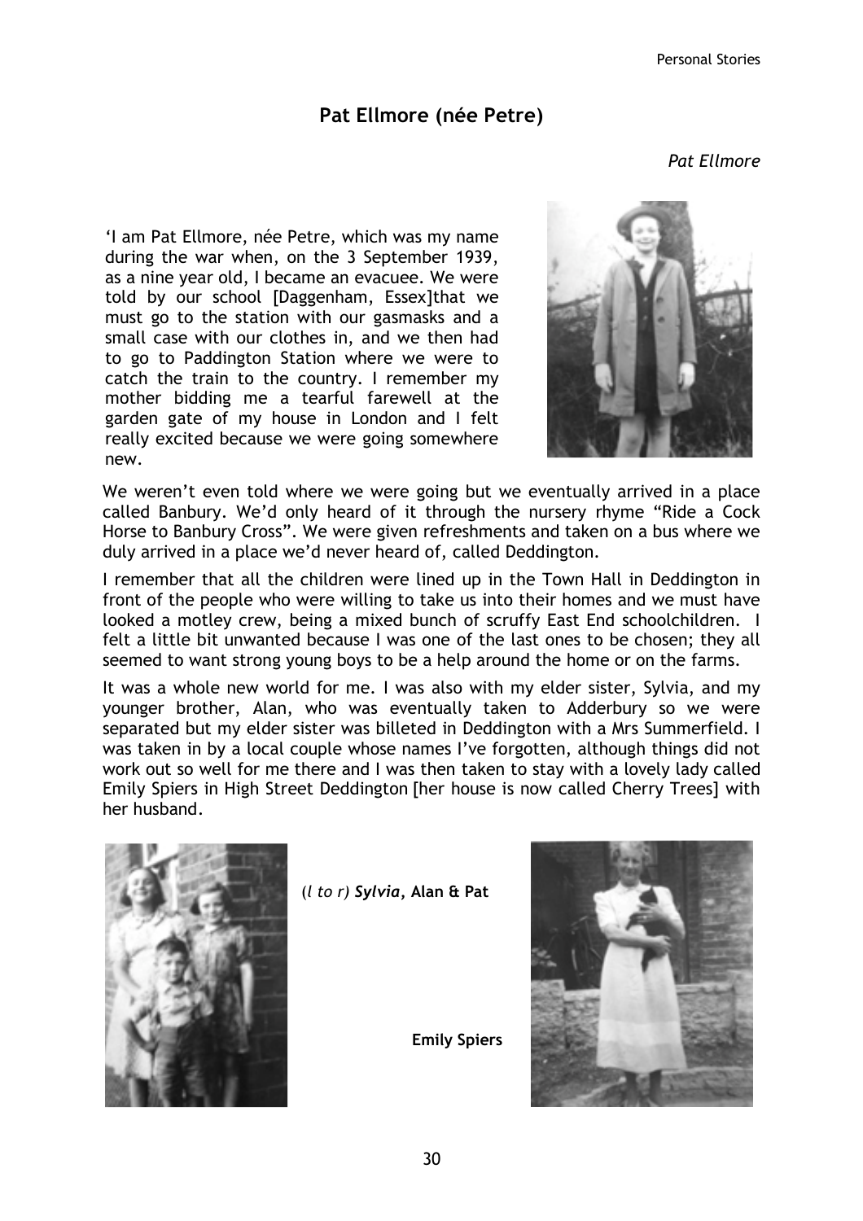## Pat Ellmore (née Petre)

*Pat Ellmore*

'I am Pat Ellmore, née Petre, which was my name during the war when, on the 3 September 1939, as a nine year old, I became an evacuee. We were told by our school [Daggenham, Essex]that we must go to the station with our gasmasks and a small case with our clothes in, and we then had to go to Paddington Station where we were to catch the train to the country. I remember my mother bidding me a tearful farewell at the garden gate of my house in London and I felt really excited because we were going somewhere new.

We weren't even told where we were going but we eventually arrived in a place called Banbury. We'd only heard of it through the nursery rhyme "Ride a Cock Horse to Banbury Cross". We were given refreshments and taken on a bus where we duly arrived in a place we'd never heard of, called Deddington.

I remember that all the children were lined up in the Town Hall in Deddington in front of the people who were willing to take us into their homes and we must have looked a motley crew, being a mixed bunch of scruffy East End schoolchildren. I felt a little bit unwanted because I was one of the last ones to be chosen; they all seemed to want strong young boys to be a help around the home or on the farms.

It was a whole new world for me. I was also with my elder sister, Sylvia, and my younger brother, Alan, who was eventually taken to Adderbury so we were separated but my elder sister was billeted in Deddington with a Mrs Summerfield. I was taken in by a local couple whose names I've forgotten, although things did not work out so well for me there and I was then taken to stay with a lovely lady called Emily Spiers in High Street Deddington [her house is now called Cherry Trees] with her husband.

(*l to r*) ***Sylvia,*** **Alan & Pat**

**Emily Spiers**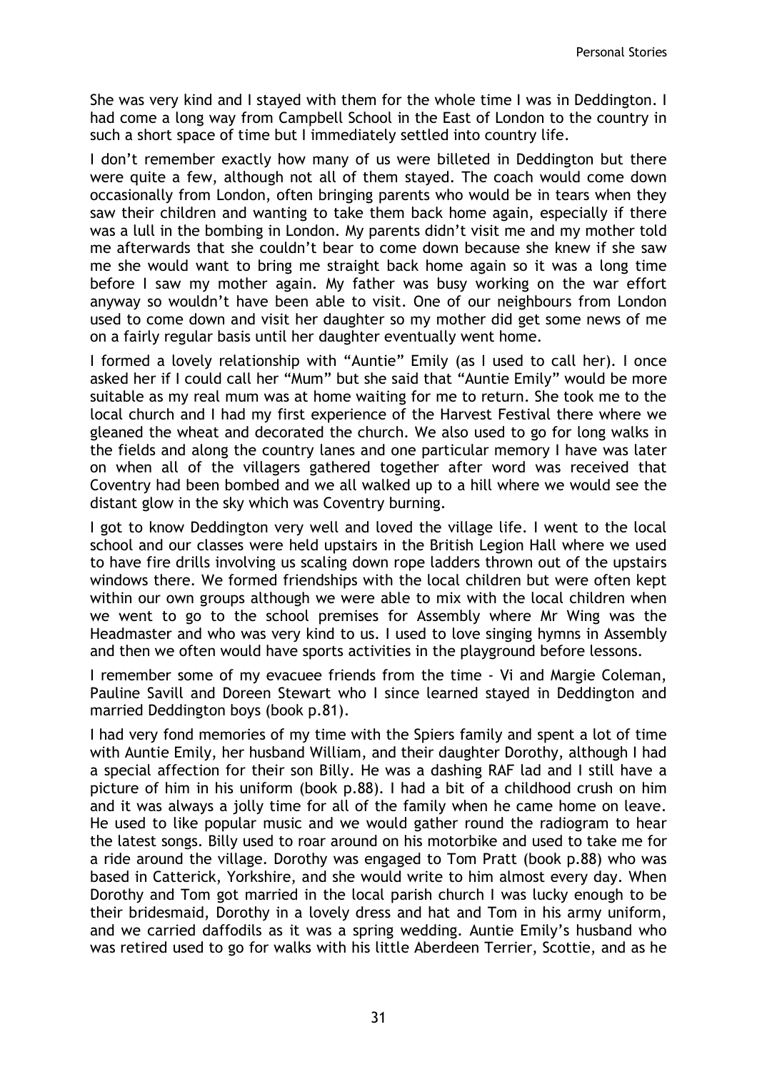She was very kind and I stayed with them for the whole time I was in Deddington. I had come a long way from Campbell School in the East of London to the country in such a short space of time but I immediately settled into country life.

I don't remember exactly how many of us were billeted in Deddington but there were quite a few, although not all of them stayed. The coach would come down occasionally from London, often bringing parents who would be in tears when they saw their children and wanting to take them back home again, especially if there was a lull in the bombing in London. My parents didn't visit me and my mother told me afterwards that she couldn't bear to come down because she knew if she saw me she would want to bring me straight back home again so it was a long time before I saw my mother again. My father was busy working on the war effort anyway so wouldn't have been able to visit. One of our neighbours from London used to come down and visit her daughter so my mother did get some news of me on a fairly regular basis until her daughter eventually went home.

I formed a lovely relationship with "Auntie" Emily (as I used to call her). I once asked her if I could call her "Mum" but she said that "Auntie Emily" would be more suitable as my real mum was at home waiting for me to return. She took me to the local church and I had my first experience of the Harvest Festival there where we gleaned the wheat and decorated the church. We also used to go for long walks in the fields and along the country lanes and one particular memory I have was later on when all of the villagers gathered together after word was received that Coventry had been bombed and we all walked up to a hill where we would see the distant glow in the sky which was Coventry burning.

I got to know Deddington very well and loved the village life. I went to the local school and our classes were held upstairs in the British Legion Hall where we used to have fire drills involving us scaling down rope ladders thrown out of the upstairs windows there. We formed friendships with the local children but were often kept within our own groups although we were able to mix with the local children when we went to go to the school premises for Assembly where Mr Wing was the Headmaster and who was very kind to us. I used to love singing hymns in Assembly and then we often would have sports activities in the playground before lessons.

I remember some of my evacuee friends from the time - Vi and Margie Coleman, Pauline Savill and Doreen Stewart who I since learned stayed in Deddington and married Deddington boys (book p.81).

I had very fond memories of my time with the Spiers family and spent a lot of time with Auntie Emily, her husband William, and their daughter Dorothy, although I had a special affection for their son Billy. He was a dashing RAF lad and I still have a picture of him in his uniform (book p.88). I had a bit of a childhood crush on him and it was always a jolly time for all of the family when he came home on leave. He used to like popular music and we would gather round the radiogram to hear the latest songs. Billy used to roar around on his motorbike and used to take me for a ride around the village. Dorothy was engaged to Tom Pratt (book p.88) who was based in Catterick, Yorkshire, and she would write to him almost every day. When Dorothy and Tom got married in the local parish church I was lucky enough to be their bridesmaid, Dorothy in a lovely dress and hat and Tom in his army uniform, and we carried daffodils as it was a spring wedding. Auntie Emily's husband who was retired used to go for walks with his little Aberdeen Terrier, Scottie, and as he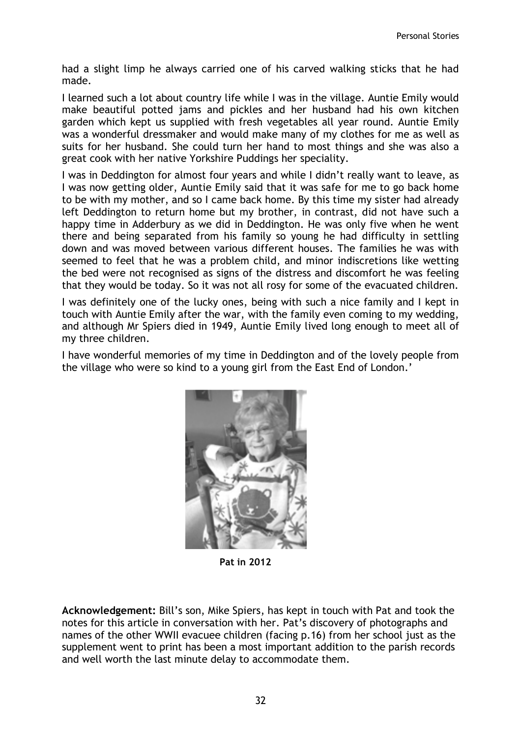had a slight limp he always carried one of his carved walking sticks that he had made.

I learned such a lot about country life while I was in the village. Auntie Emily would make beautiful potted jams and pickles and her husband had his own kitchen garden which kept us supplied with fresh vegetables all year round. Auntie Emily was a wonderful dressmaker and would make many of my clothes for me as well as suits for her husband. She could turn her hand to most things and she was also a great cook with her native Yorkshire Puddings her speciality.

I was in Deddington for almost four years and while I didn't really want to leave, as I was now getting older, Auntie Emily said that it was safe for me to go back home to be with my mother, and so I came back home. By this time my sister had already left Deddington to return home but my brother, in contrast, did not have such a happy time in Adderbury as we did in Deddington. He was only five when he went there and being separated from his family so young he had difficulty in settling down and was moved between various different houses. The families he was with seemed to feel that he was a problem child, and minor indiscretions like wetting the bed were not recognised as signs of the distress and discomfort he was feeling that they would be today. So it was not all rosy for some of the evacuated children.

I was definitely one of the lucky ones, being with such a nice family and I kept in touch with Auntie Emily after the war, with the family even coming to my wedding, and although Mr Spiers died in 1949, Auntie Emily lived long enough to meet all of my three children.

I have wonderful memories of my time in Deddington and of the lovely people from the village who were so kind to a young girl from the East End of London.'

**Pat in 2012**

**Acknowledgement:** Bill's son, Mike Spiers, has kept in touch with Pat and took the notes for this article in conversation with her. Pat's discovery of photographs and names of the other WWII evacuee children (facing p.16) from her school just as the supplement went to print has been a most important addition to the parish records and well worth the last minute delay to accommodate them.